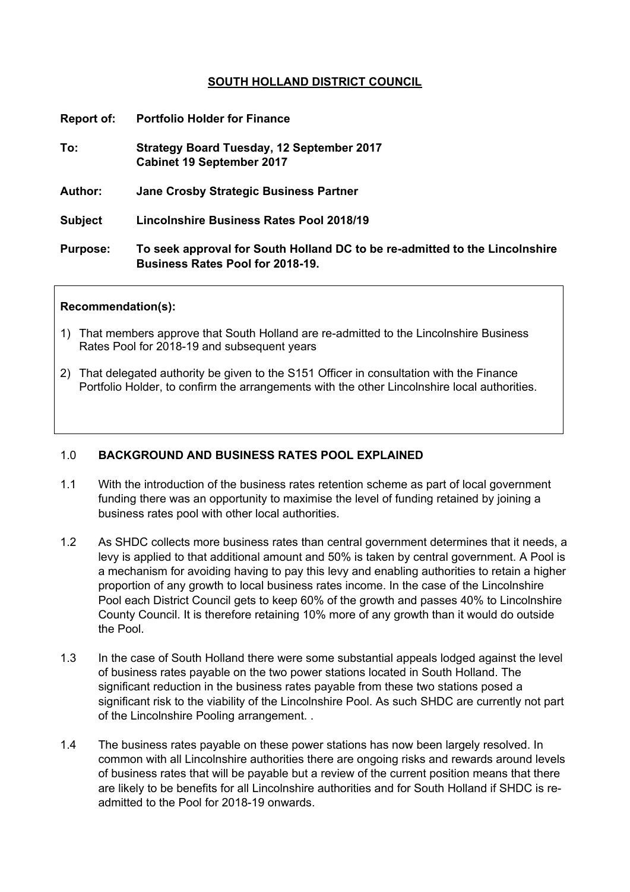# SOUTH HOLLAND DISTRICT COUNCIL

**Report of:** **Portfolio Holder for Finance**

**To:** **Strategy Board Tuesday, 12 September 2017**
**Cabinet 19 September 2017**

**Author:** **Jane Crosby Strategic Business Partner**

**Subject** **Lincolnshire Business Rates Pool 2018/19**

**Purpose:** **To seek approval for South Holland DC to be re-admitted to the Lincolnshire Business Rates Pool for 2018-19.**

**Recommendation(s):**

1) That members approve that South Holland are re-admitted to the Lincolnshire Business Rates Pool for 2018-19 and subsequent years
2) That delegated authority be given to the S151 Officer in consultation with the Finance Portfolio Holder, to confirm the arrangements with the other Lincolnshire local authorities.

## 1.0 BACKGROUND AND BUSINESS RATES POOL EXPLAINED

1.1 With the introduction of the business rates retention scheme as part of local government funding there was an opportunity to maximise the level of funding retained by joining a business rates pool with other local authorities.

1.2 As SHDC collects more business rates than central government determines that it needs, a levy is applied to that additional amount and 50% is taken by central government. A Pool is a mechanism for avoiding having to pay this levy and enabling authorities to retain a higher proportion of any growth to local business rates income. In the case of the Lincolnshire Pool each District Council gets to keep 60% of the growth and passes 40% to Lincolnshire County Council. It is therefore retaining 10% more of any growth than it would do outside the Pool.

1.3 In the case of South Holland there were some substantial appeals lodged against the level of business rates payable on the two power stations located in South Holland. The significant reduction in the business rates payable from these two stations posed a significant risk to the viability of the Lincolnshire Pool. As such SHDC are currently not part of the Lincolnshire Pooling arrangement. .

1.4 The business rates payable on these power stations has now been largely resolved. In common with all Lincolnshire authorities there are ongoing risks and rewards around levels of business rates that will be payable but a review of the current position means that there are likely to be benefits for all Lincolnshire authorities and for South Holland if SHDC is re-admitted to the Pool for 2018-19 onwards.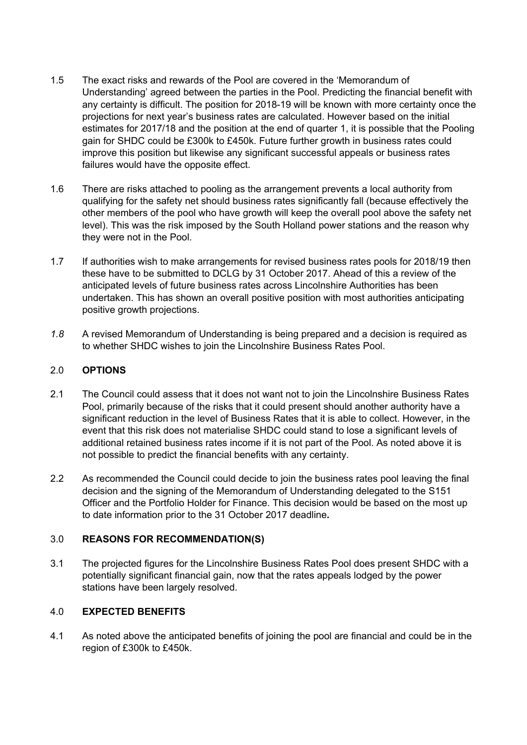1.5 The exact risks and rewards of the Pool are covered in the 'Memorandum of Understanding' agreed between the parties in the Pool. Predicting the financial benefit with any certainty is difficult. The position for 2018-19 will be known with more certainty once the projections for next year's business rates are calculated. However based on the initial estimates for 2017/18 and the position at the end of quarter 1, it is possible that the Pooling gain for SHDC could be £300k to £450k. Future further growth in business rates could improve this position but likewise any significant successful appeals or business rates failures would have the opposite effect.

1.6 There are risks attached to pooling as the arrangement prevents a local authority from qualifying for the safety net should business rates significantly fall (because effectively the other members of the pool who have growth will keep the overall pool above the safety net level). This was the risk imposed by the South Holland power stations and the reason why they were not in the Pool.

1.7 If authorities wish to make arrangements for revised business rates pools for 2018/19 then these have to be submitted to DCLG by 31 October 2017. Ahead of this a review of the anticipated levels of future business rates across Lincolnshire Authorities has been undertaken. This has shown an overall positive position with most authorities anticipating positive growth projections.

*1.8* A revised Memorandum of Understanding is being prepared and a decision is required as to whether SHDC wishes to join the Lincolnshire Business Rates Pool.

## 2.0 OPTIONS

2.1 The Council could assess that it does not want not to join the Lincolnshire Business Rates Pool, primarily because of the risks that it could present should another authority have a significant reduction in the level of Business Rates that it is able to collect. However, in the event that this risk does not materialise SHDC could stand to lose a significant levels of additional retained business rates income if it is not part of the Pool. As noted above it is not possible to predict the financial benefits with any certainty.

2.2 As recommended the Council could decide to join the business rates pool leaving the final decision and the signing of the Memorandum of Understanding delegated to the S151 Officer and the Portfolio Holder for Finance. This decision would be based on the most up to date information prior to the 31 October 2017 deadline**.**

## 3.0 REASONS FOR RECOMMENDATION(S)

3.1 The projected figures for the Lincolnshire Business Rates Pool does present SHDC with a potentially significant financial gain, now that the rates appeals lodged by the power stations have been largely resolved.

## 4.0 EXPECTED BENEFITS

4.1 As noted above the anticipated benefits of joining the pool are financial and could be in the region of £300k to £450k.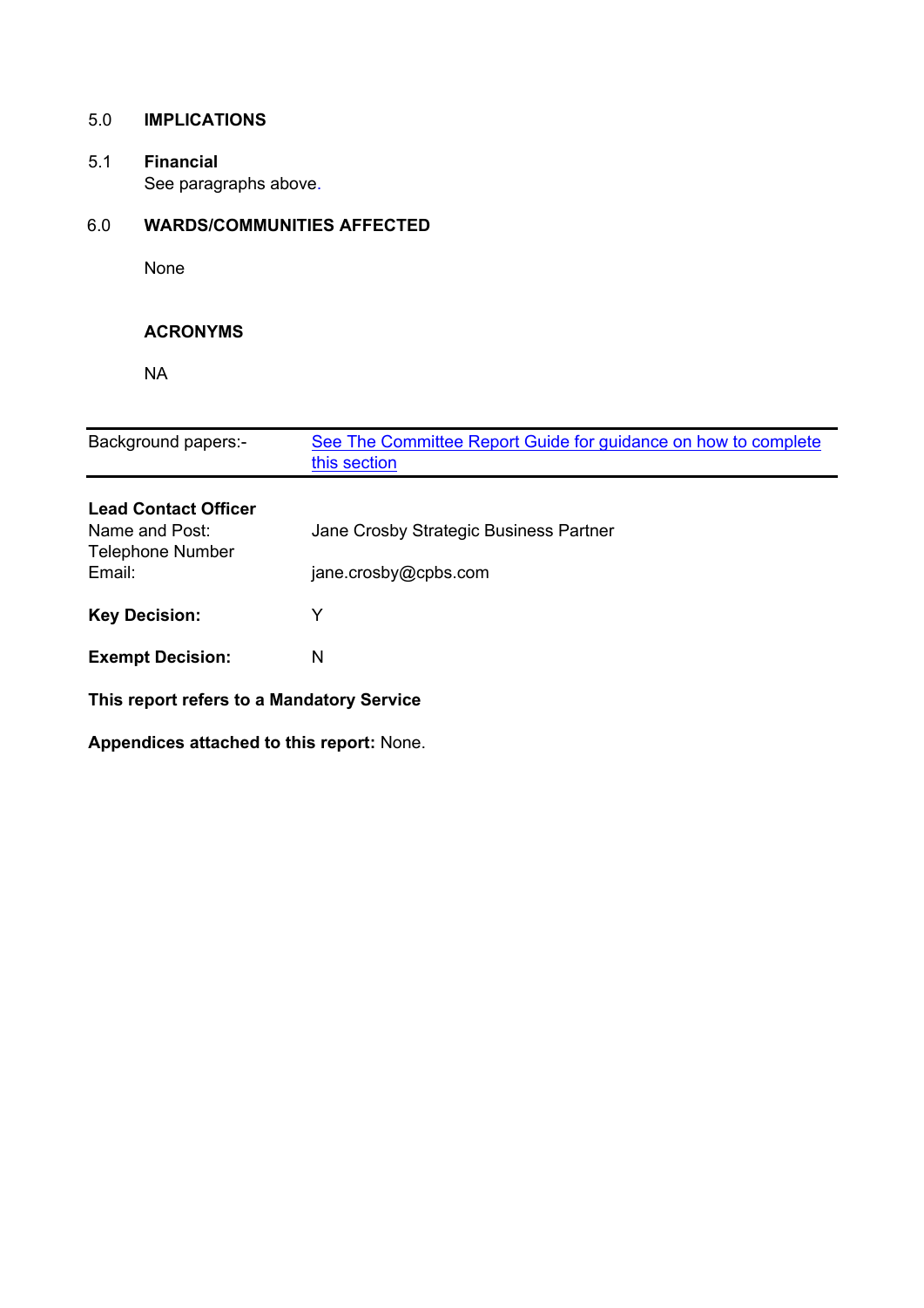## 5.0 IMPLICATIONS

### 5.1 Financial

See paragraphs above.

## 6.0 WARDS/COMMUNITIES AFFECTED

None

**ACRONYMS**

NA

| | |
|---|---|
| Background papers:- | See The Committee Report Guide for guidance on how to complete this section |

**Lead Contact Officer**

| | |
|---|---|
| Name and Post: | Jane Crosby Strategic Business Partner |
| Telephone Number | |
| Email: | jane.crosby@cpbs.com |

| | |
|---|---|
| **Key Decision:** | Y |
| **Exempt Decision:** | N |

**This report refers to a Mandatory Service**

**Appendices attached to this report:** None.